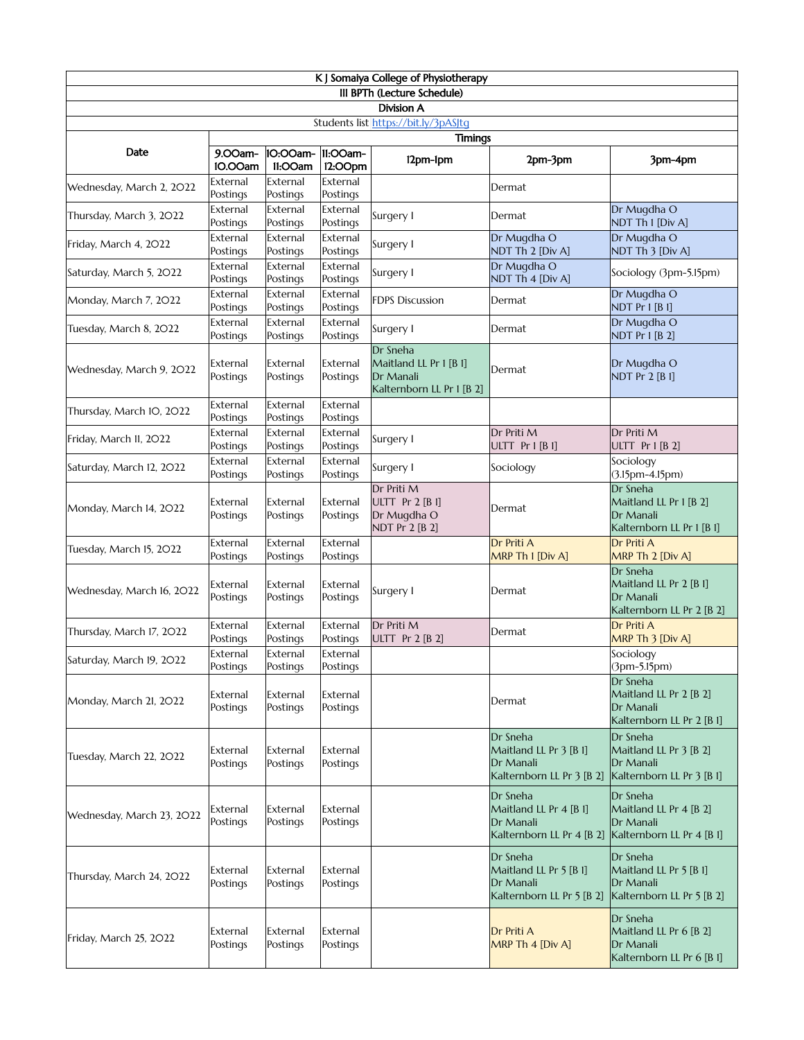# K J Somaiya College of Physiotherapy

## III BPTh (Lecture Schedule)

### Division A

Students list https://bit.ly/3pASJtg

| Date | Timings | | | | | |
|---|---|---|---|---|---|---|
| | 9.00am-10.00am | 10:00am-11:00am | 11:00am-12:00pm | 12pm-1pm | 2pm-3pm | 3pm-4pm |
| Wednesday, March 2, 2022 | External Postings | External Postings | External Postings | | Dermat | |
| Thursday, March 3, 2022 | External Postings | External Postings | External Postings | Surgery I | Dermat | Dr Mugdha O NDT Th 1 [Div A] |
| Friday, March 4, 2022 | External Postings | External Postings | External Postings | Surgery I | Dr Mugdha O NDT Th 2 [Div A] | Dr Mugdha O NDT Th 3 [Div A] |
| Saturday, March 5, 2022 | External Postings | External Postings | External Postings | Surgery I | Dr Mugdha O NDT Th 4 [Div A] | Sociology (3pm-5.15pm) |
| Monday, March 7, 2022 | External Postings | External Postings | External Postings | FDPS Discussion | Dermat | Dr Mugdha O NDT Pr 1 [B 1] |
| Tuesday, March 8, 2022 | External Postings | External Postings | External Postings | Surgery I | Dermat | Dr Mugdha O NDT Pr 1 [B 2] |
| Wednesday, March 9, 2022 | External Postings | External Postings | External Postings | Dr Sneha Maitland LL Pr 1 [B 1] Dr Manali Kalternborn LL Pr 1 [B 2] | Dermat | Dr Mugdha O NDT Pr 2 [B 1] |
| Thursday, March 10, 2022 | External Postings | External Postings | External Postings | | | |
| Friday, March 11, 2022 | External Postings | External Postings | External Postings | Surgery I | Dr Priti M ULTT Pr 1 [B 1] | Dr Priti M ULTT Pr 1 [B 2] |
| Saturday, March 12, 2022 | External Postings | External Postings | External Postings | Surgery I | Sociology | Sociology (3.15pm-4.15pm) |
| Monday, March 14, 2022 | External Postings | External Postings | External Postings | Dr Priti M ULTT Pr 2 [B 1] Dr Mugdha O NDT Pr 2 [B 2] | Dermat | Dr Sneha Maitland LL Pr 1 [B 2] Dr Manali Kalternborn LL Pr 1 [B 1] |
| Tuesday, March 15, 2022 | External Postings | External Postings | External Postings | | Dr Priti A MRP Th 1 [Div A] | Dr Priti A MRP Th 2 [Div A] |
| Wednesday, March 16, 2022 | External Postings | External Postings | External Postings | Surgery I | Dermat | Dr Sneha Maitland LL Pr 2 [B 1] Dr Manali Kalternborn LL Pr 2 [B 2] |
| Thursday, March 17, 2022 | External Postings | External Postings | External Postings | Dr Priti M ULTT Pr 2 [B 2] | Dermat | Dr Priti A MRP Th 3 [Div A] |
| Saturday, March 19, 2022 | External Postings | External Postings | External Postings | | | Sociology (3pm-5.15pm) |
| Monday, March 21, 2022 | External Postings | External Postings | External Postings | | Dermat | Dr Sneha Maitland LL Pr 2 [B 2] Dr Manali Kalternborn LL Pr 2 [B 1] |
| Tuesday, March 22, 2022 | External Postings | External Postings | External Postings | | Dr Sneha Maitland LL Pr 3 [B 1] Dr Manali Kalternborn LL Pr 3 [B 2] | Dr Sneha Maitland LL Pr 3 [B 2] Dr Manali Kalternborn LL Pr 3 [B 1] |
| Wednesday, March 23, 2022 | External Postings | External Postings | External Postings | | Dr Sneha Maitland LL Pr 4 [B 1] Dr Manali Kalternborn LL Pr 4 [B 2] | Dr Sneha Maitland LL Pr 4 [B 2] Dr Manali Kalternborn LL Pr 4 [B 1] |
| Thursday, March 24, 2022 | External Postings | External Postings | External Postings | | Dr Sneha Maitland LL Pr 5 [B 1] Dr Manali Kalternborn LL Pr 5 [B 2] | Dr Sneha Maitland LL Pr 5 [B 1] Dr Manali Kalternborn LL Pr 5 [B 2] |
| Friday, March 25, 2022 | External Postings | External Postings | External Postings | | Dr Priti A MRP Th 4 [Div A] | Dr Sneha Maitland LL Pr 6 [B 2] Dr Manali Kalternborn LL Pr 6 [B 1] |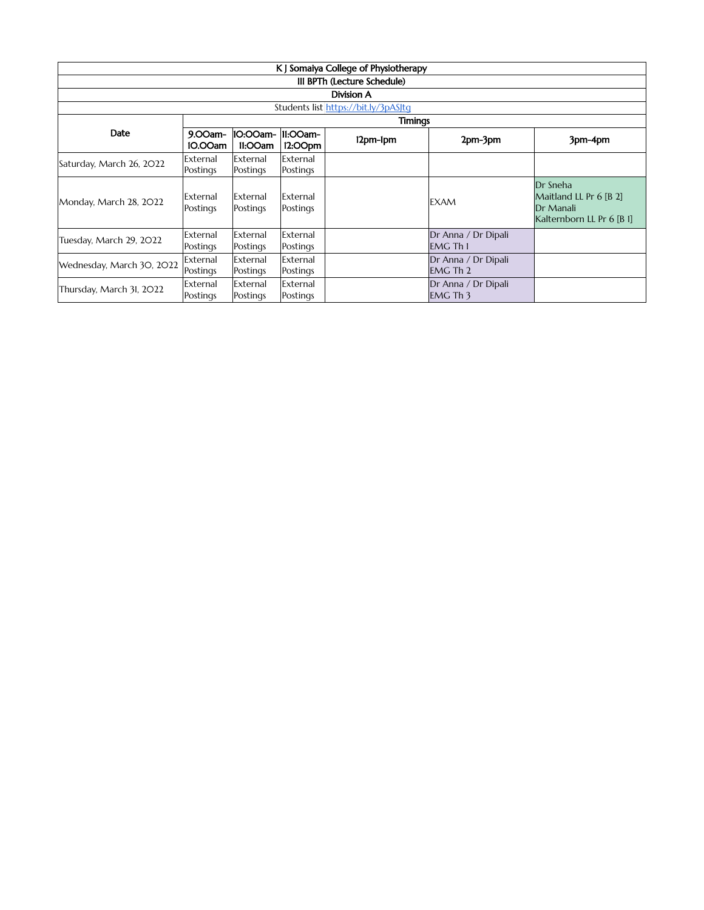| K J Somaiya College of Physiotherapy | | | | | | |
|---|---|---|---|---|---|---|
| III BPTh (Lecture Schedule) | | | | | | |
| Division A | | | | | | |
| Students list https://bit.ly/3pASJtg | | | | | | |
| Date | Timings | | | | | |
| | 9.00am-10.00am | 10:00am-11:00am | 11:00am-12:00pm | 12pm-1pm | 2pm-3pm | 3pm-4pm |
| Saturday, March 26, 2022 | External Postings | External Postings | External Postings | | | |
| Monday, March 28, 2022 | External Postings | External Postings | External Postings | | EXAM | Dr Sneha Maitland LL Pr 6 [B 2] Dr Manali Kalternborn LL Pr 6 [B 1] |
| Tuesday, March 29, 2022 | External Postings | External Postings | External Postings | | Dr Anna / Dr Dipali EMG Th 1 | |
| Wednesday, March 30, 2022 | External Postings | External Postings | External Postings | | Dr Anna / Dr Dipali EMG Th 2 | |
| Thursday, March 31, 2022 | External Postings | External Postings | External Postings | | Dr Anna / Dr Dipali EMG Th 3 | |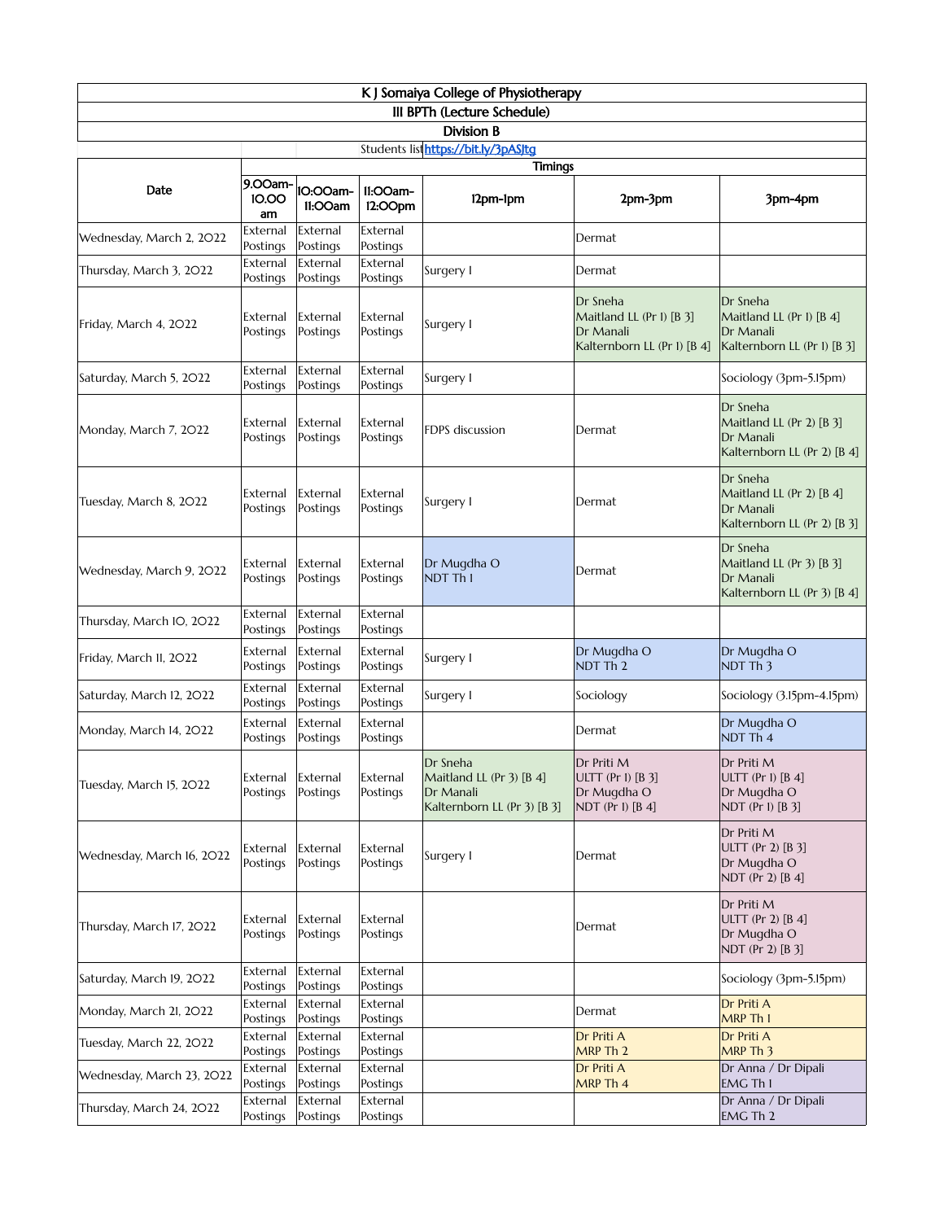# K J Somaiya College of Physiotherapy

## III BPTh (Lecture Schedule)

### Division B

Students list https://bit.ly/3pASJtg

| Date | Timings | | | | | |
|---|---|---|---|---|---|---|
| | 9.00am-10.00 am | 10:00am-11:00am | 11:00am-12:00pm | 12pm-1pm | 2pm-3pm | 3pm-4pm |
| Wednesday, March 2, 2022 | External Postings | External Postings | External Postings | | Dermat | |
| Thursday, March 3, 2022 | External Postings | External Postings | External Postings | Surgery I | Dermat | |
| Friday, March 4, 2022 | External Postings | External Postings | External Postings | Surgery I | Dr Sneha Maitland LL (Pr 1) [B 3] Dr Manali Kalternborn LL (Pr 1) [B 4] | Dr Sneha Maitland LL (Pr 1) [B 4] Dr Manali Kalternborn LL (Pr 1) [B 3] |
| Saturday, March 5, 2022 | External Postings | External Postings | External Postings | Surgery I | | Sociology (3pm-5.15pm) |
| Monday, March 7, 2022 | External Postings | External Postings | External Postings | FDPS discussion | Dermat | Dr Sneha Maitland LL (Pr 2) [B 3] Dr Manali Kalternborn LL (Pr 2) [B 4] |
| Tuesday, March 8, 2022 | External Postings | External Postings | External Postings | Surgery I | Dermat | Dr Sneha Maitland LL (Pr 2) [B 4] Dr Manali Kalternborn LL (Pr 2) [B 3] |
| Wednesday, March 9, 2022 | External Postings | External Postings | External Postings | Dr Mugdha O NDT Th 1 | Dermat | Dr Sneha Maitland LL (Pr 3) [B 3] Dr Manali Kalternborn LL (Pr 3) [B 4] |
| Thursday, March 10, 2022 | External Postings | External Postings | External Postings | | | |
| Friday, March 11, 2022 | External Postings | External Postings | External Postings | Surgery I | Dr Mugdha O NDT Th 2 | Dr Mugdha O NDT Th 3 |
| Saturday, March 12, 2022 | External Postings | External Postings | External Postings | Surgery I | Sociology | Sociology (3.15pm-4.15pm) |
| Monday, March 14, 2022 | External Postings | External Postings | External Postings | | Dermat | Dr Mugdha O NDT Th 4 |
| Tuesday, March 15, 2022 | External Postings | External Postings | External Postings | Dr Sneha Maitland LL (Pr 3) [B 4] Dr Manali Kalternborn LL (Pr 3) [B 3] | Dr Priti M ULTT (Pr 1) [B 3] Dr Mugdha O NDT (Pr 1) [B 4] | Dr Priti M ULTT (Pr 1) [B 4] Dr Mugdha O NDT (Pr 1) [B 3] |
| Wednesday, March 16, 2022 | External Postings | External Postings | External Postings | Surgery I | Dermat | Dr Priti M ULTT (Pr 2) [B 3] Dr Mugdha O NDT (Pr 2) [B 4] |
| Thursday, March 17, 2022 | External Postings | External Postings | External Postings | | Dermat | Dr Priti M ULTT (Pr 2) [B 4] Dr Mugdha O NDT (Pr 2) [B 3] |
| Saturday, March 19, 2022 | External Postings | External Postings | External Postings | | | Sociology (3pm-5.15pm) |
| Monday, March 21, 2022 | External Postings | External Postings | External Postings | | Dermat | Dr Priti A MRP Th 1 |
| Tuesday, March 22, 2022 | External Postings | External Postings | External Postings | | Dr Priti A MRP Th 2 | Dr Priti A MRP Th 3 |
| Wednesday, March 23, 2022 | External Postings | External Postings | External Postings | | Dr Priti A MRP Th 4 | Dr Anna / Dr Dipali EMG Th 1 |
| Thursday, March 24, 2022 | External Postings | External Postings | External Postings | | | Dr Anna / Dr Dipali EMG Th 2 |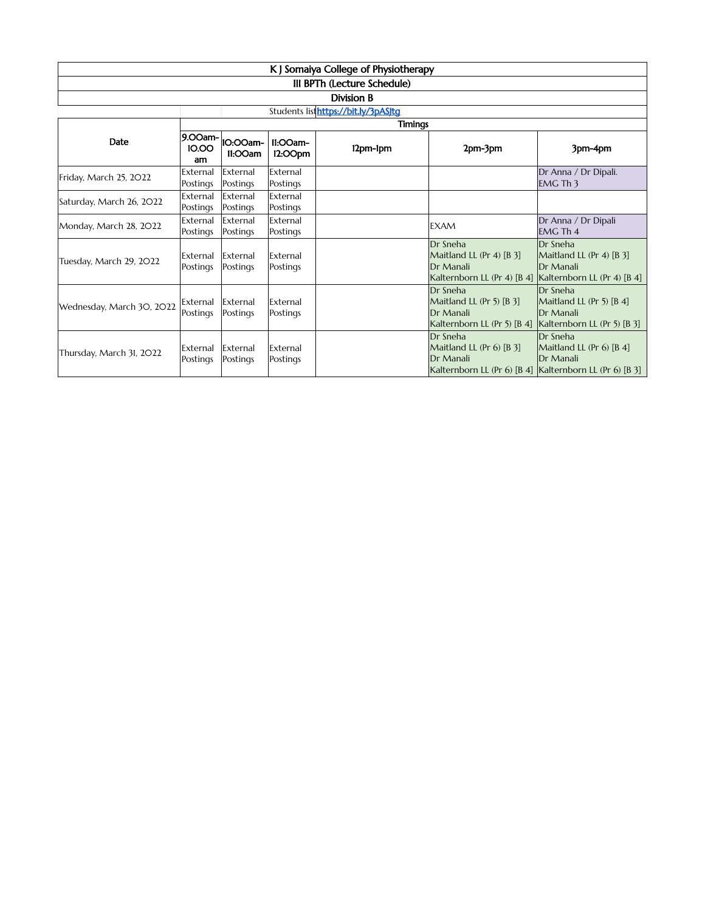| K J Somaiya College of Physiotherapy | | | | | | |
|---|---|---|---|---|---|---|
| III BPTh (Lecture Schedule) | | | | | | |
| Division B | | | | | | |
| | | Students list https://bit.ly/3pASJtg | | | | |
| Date | Timings | | | | | |
| | 9.00am-10.00 am | 10:00am-11:00am | 11:00am-12:00pm | 12pm-1pm | 2pm-3pm | 3pm-4pm |
| Friday, March 25, 2022 | External Postings | External Postings | External Postings | | | Dr Anna / Dr Dipali. EMG Th 3 |
| Saturday, March 26, 2022 | External Postings | External Postings | External Postings | | | |
| Monday, March 28, 2022 | External Postings | External Postings | External Postings | | EXAM | Dr Anna / Dr Dipali EMG Th 4 |
| Tuesday, March 29, 2022 | External Postings | External Postings | External Postings | | Dr Sneha Maitland LL (Pr 4) [B 3] Dr Manali Kalternborn LL (Pr 4) [B 4] | Dr Sneha Maitland LL (Pr 4) [B 3] Dr Manali Kalternborn LL (Pr 4) [B 4] |
| Wednesday, March 30, 2022 | External Postings | External Postings | External Postings | | Dr Sneha Maitland LL (Pr 5) [B 3] Dr Manali Kalternborn LL (Pr 5) [B 4] | Dr Sneha Maitland LL (Pr 5) [B 4] Dr Manali Kalternborn LL (Pr 5) [B 3] |
| Thursday, March 31, 2022 | External Postings | External Postings | External Postings | | Dr Sneha Maitland LL (Pr 6) [B 3] Dr Manali Kalternborn LL (Pr 6) [B 4] | Dr Sneha Maitland LL (Pr 6) [B 4] Dr Manali Kalternborn LL (Pr 6) [B 3] |